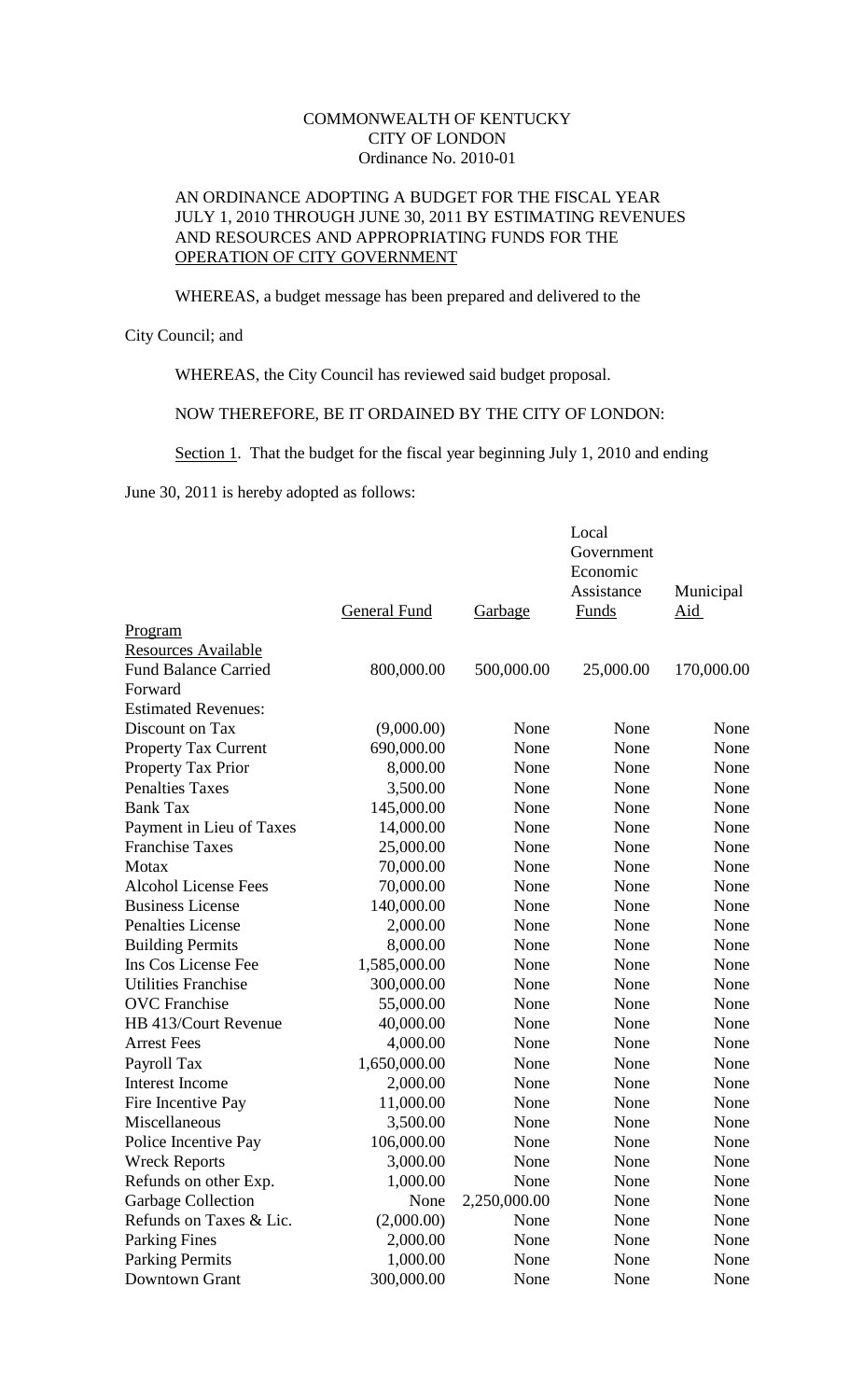COMMONWEALTH OF KENTUCKY
CITY OF LONDON
Ordinance No. 2010-01

AN ORDINANCE ADOPTING A BUDGET FOR THE FISCAL YEAR JULY 1, 2010 THROUGH JUNE 30, 2011 BY ESTIMATING REVENUES AND RESOURCES AND APPROPRIATING FUNDS FOR THE OPERATION OF CITY GOVERNMENT

WHEREAS, a budget message has been prepared and delivered to the City Council; and

WHEREAS, the City Council has reviewed said budget proposal.

NOW THEREFORE, BE IT ORDAINED BY THE CITY OF LONDON:

Section 1. That the budget for the fiscal year beginning July 1, 2010 and ending June 30, 2011 is hereby adopted as follows:

| | General Fund | Garbage | Local Government Economic Assistance Funds | Municipal Aid |
|---|---|---|---|---|
| Program | | | | |
| Resources Available | | | | |
| Fund Balance Carried Forward | 800,000.00 | 500,000.00 | 25,000.00 | 170,000.00 |
| Estimated Revenues: | | | | |
| Discount on Tax | (9,000.00) | None | None | None |
| Property Tax Current | 690,000.00 | None | None | None |
| Property Tax Prior | 8,000.00 | None | None | None |
| Penalties Taxes | 3,500.00 | None | None | None |
| Bank Tax | 145,000.00 | None | None | None |
| Payment in Lieu of Taxes | 14,000.00 | None | None | None |
| Franchise Taxes | 25,000.00 | None | None | None |
| Motax | 70,000.00 | None | None | None |
| Alcohol License Fees | 70,000.00 | None | None | None |
| Business License | 140,000.00 | None | None | None |
| Penalties License | 2,000.00 | None | None | None |
| Building Permits | 8,000.00 | None | None | None |
| Ins Cos License Fee | 1,585,000.00 | None | None | None |
| Utilities Franchise | 300,000.00 | None | None | None |
| OVC Franchise | 55,000.00 | None | None | None |
| HB 413/Court Revenue | 40,000.00 | None | None | None |
| Arrest Fees | 4,000.00 | None | None | None |
| Payroll Tax | 1,650,000.00 | None | None | None |
| Interest Income | 2,000.00 | None | None | None |
| Fire Incentive Pay | 11,000.00 | None | None | None |
| Miscellaneous | 3,500.00 | None | None | None |
| Police Incentive Pay | 106,000.00 | None | None | None |
| Wreck Reports | 3,000.00 | None | None | None |
| Refunds on other Exp. | 1,000.00 | None | None | None |
| Garbage Collection | None | 2,250,000.00 | None | None |
| Refunds on Taxes & Lic. | (2,000.00) | None | None | None |
| Parking Fines | 2,000.00 | None | None | None |
| Parking Permits | 1,000.00 | None | None | None |
| Downtown Grant | 300,000.00 | None | None | None |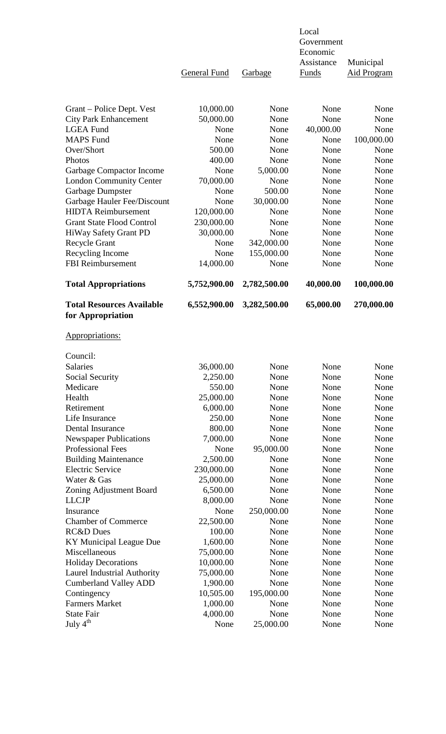| | General Fund | Garbage | Local Government Economic Assistance Funds | Municipal Aid Program |
|---|---|---|---|---|
| Grant – Police Dept. Vest | 10,000.00 | None | None | None |
| City Park Enhancement | 50,000.00 | None | None | None |
| LGEA Fund | None | None | 40,000.00 | None |
| MAPS Fund | None | None | None | 100,000.00 |
| Over/Short | 500.00 | None | None | None |
| Photos | 400.00 | None | None | None |
| Garbage Compactor Income | None | 5,000.00 | None | None |
| London Community Center | 70,000.00 | None | None | None |
| Garbage Dumpster | None | 500.00 | None | None |
| Garbage Hauler Fee/Discount | None | 30,000.00 | None | None |
| HIDTA Reimbursement | 120,000.00 | None | None | None |
| Grant State Flood Control | 230,000.00 | None | None | None |
| HiWay Safety Grant PD | 30,000.00 | None | None | None |
| Recycle Grant | None | 342,000.00 | None | None |
| Recycling Income | None | 155,000.00 | None | None |
| FBI Reimbursement | 14,000.00 | None | None | None |
| **Total Appropriations** | **5,752,900.00** | **2,782,500.00** | **40,000.00** | **100,000.00** |
| **Total Resources Available for Appropriation** | **6,552,900.00** | **3,282,500.00** | **65,000.00** | **270,000.00** |

Appropriations:

| | General Fund | Garbage | Local Government Economic Assistance Funds | Municipal Aid Program |
|---|---|---|---|---|
| Council: | | | | |
| Salaries | 36,000.00 | None | None | None |
| Social Security | 2,250.00 | None | None | None |
| Medicare | 550.00 | None | None | None |
| Health | 25,000.00 | None | None | None |
| Retirement | 6,000.00 | None | None | None |
| Life Insurance | 250.00 | None | None | None |
| Dental Insurance | 800.00 | None | None | None |
| Newspaper Publications | 7,000.00 | None | None | None |
| Professional Fees | None | 95,000.00 | None | None |
| Building Maintenance | 2,500.00 | None | None | None |
| Electric Service | 230,000.00 | None | None | None |
| Water & Gas | 25,000.00 | None | None | None |
| Zoning Adjustment Board | 6,500.00 | None | None | None |
| LLCJP | 8,000.00 | None | None | None |
| Insurance | None | 250,000.00 | None | None |
| Chamber of Commerce | 22,500.00 | None | None | None |
| RC&D Dues | 100.00 | None | None | None |
| KY Municipal League Due | 1,600.00 | None | None | None |
| Miscellaneous | 75,000.00 | None | None | None |
| Holiday Decorations | 10,000.00 | None | None | None |
| Laurel Industrial Authority | 75,000.00 | None | None | None |
| Cumberland Valley ADD | 1,900.00 | None | None | None |
| Contingency | 10,505.00 | 195,000.00 | None | None |
| Farmers Market | 1,000.00 | None | None | None |
| State Fair | 4,000.00 | None | None | None |
| July 4th | None | 25,000.00 | None | None |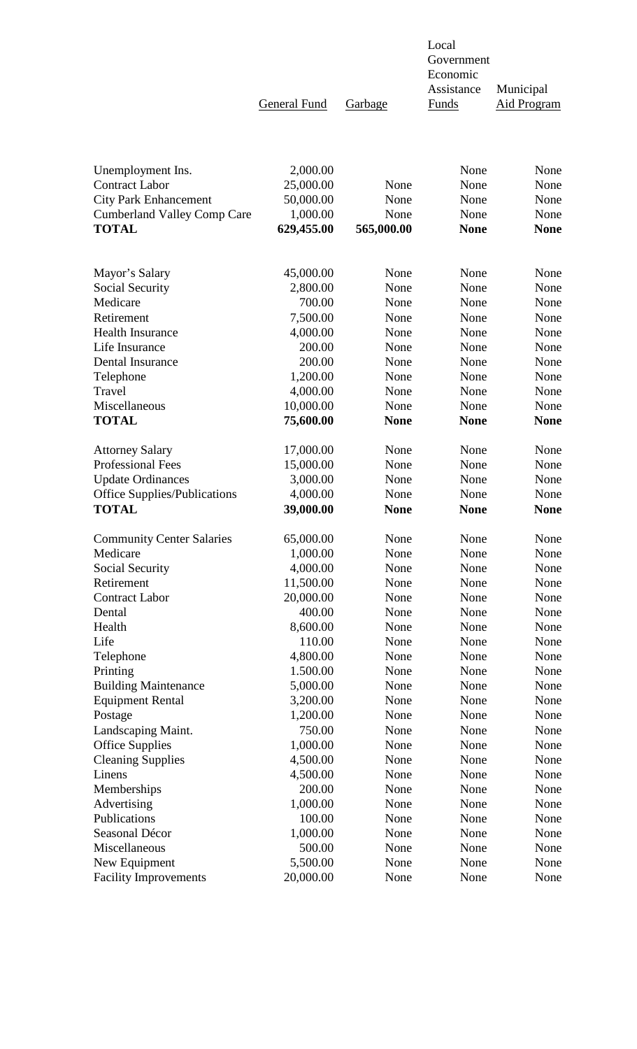| | General Fund | Garbage | Local Government Economic Assistance Funds | Municipal Aid Program |
|---|---|---|---|---|
| Unemployment Ins. | 2,000.00 | | None | None |
| Contract Labor | 25,000.00 | None | None | None |
| City Park Enhancement | 50,000.00 | None | None | None |
| Cumberland Valley Comp Care | 1,000.00 | None | None | None |
| **TOTAL** | **629,455.00** | **565,000.00** | **None** | **None** |
| | | | | |
| Mayor's Salary | 45,000.00 | None | None | None |
| Social Security | 2,800.00 | None | None | None |
| Medicare | 700.00 | None | None | None |
| Retirement | 7,500.00 | None | None | None |
| Health Insurance | 4,000.00 | None | None | None |
| Life Insurance | 200.00 | None | None | None |
| Dental Insurance | 200.00 | None | None | None |
| Telephone | 1,200.00 | None | None | None |
| Travel | 4,000.00 | None | None | None |
| Miscellaneous | 10,000.00 | None | None | None |
| **TOTAL** | **75,600.00** | **None** | **None** | **None** |
| | | | | |
| Attorney Salary | 17,000.00 | None | None | None |
| Professional Fees | 15,000.00 | None | None | None |
| Update Ordinances | 3,000.00 | None | None | None |
| Office Supplies/Publications | 4,000.00 | None | None | None |
| **TOTAL** | **39,000.00** | **None** | **None** | **None** |
| | | | | |
| Community Center Salaries | 65,000.00 | None | None | None |
| Medicare | 1,000.00 | None | None | None |
| Social Security | 4,000.00 | None | None | None |
| Retirement | 11,500.00 | None | None | None |
| Contract Labor | 20,000.00 | None | None | None |
| Dental | 400.00 | None | None | None |
| Health | 8,600.00 | None | None | None |
| Life | 110.00 | None | None | None |
| Telephone | 4,800.00 | None | None | None |
| Printing | 1.500.00 | None | None | None |
| Building Maintenance | 5,000.00 | None | None | None |
| Equipment Rental | 3,200.00 | None | None | None |
| Postage | 1,200.00 | None | None | None |
| Landscaping Maint. | 750.00 | None | None | None |
| Office Supplies | 1,000.00 | None | None | None |
| Cleaning Supplies | 4,500.00 | None | None | None |
| Linens | 4,500.00 | None | None | None |
| Memberships | 200.00 | None | None | None |
| Advertising | 1,000.00 | None | None | None |
| Publications | 100.00 | None | None | None |
| Seasonal Décor | 1,000.00 | None | None | None |
| Miscellaneous | 500.00 | None | None | None |
| New Equipment | 5,500.00 | None | None | None |
| Facility Improvements | 20,000.00 | None | None | None |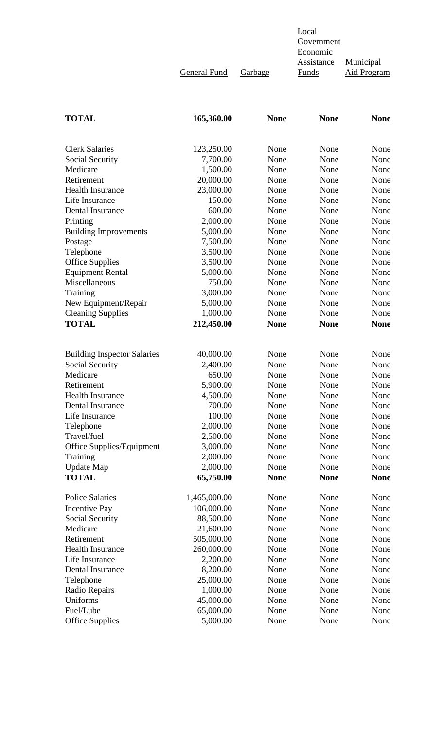| | General Fund | Garbage | Local Government Economic Assistance Funds | Municipal Aid Program |
|---|---|---|---|---|
| **TOTAL** | **165,360.00** | **None** | **None** | **None** |
| | | | | |
| Clerk Salaries | 123,250.00 | None | None | None |
| Social Security | 7,700.00 | None | None | None |
| Medicare | 1,500.00 | None | None | None |
| Retirement | 20,000.00 | None | None | None |
| Health Insurance | 23,000.00 | None | None | None |
| Life Insurance | 150.00 | None | None | None |
| Dental Insurance | 600.00 | None | None | None |
| Printing | 2,000.00 | None | None | None |
| Building Improvements | 5,000.00 | None | None | None |
| Postage | 7,500.00 | None | None | None |
| Telephone | 3,500.00 | None | None | None |
| Office Supplies | 3,500.00 | None | None | None |
| Equipment Rental | 5,000.00 | None | None | None |
| Miscellaneous | 750.00 | None | None | None |
| Training | 3,000.00 | None | None | None |
| New Equipment/Repair | 5,000.00 | None | None | None |
| Cleaning Supplies | 1,000.00 | None | None | None |
| **TOTAL** | **212,450.00** | **None** | **None** | **None** |
| | | | | |
| Building Inspector Salaries | 40,000.00 | None | None | None |
| Social Security | 2,400.00 | None | None | None |
| Medicare | 650.00 | None | None | None |
| Retirement | 5,900.00 | None | None | None |
| Health Insurance | 4,500.00 | None | None | None |
| Dental Insurance | 700.00 | None | None | None |
| Life Insurance | 100.00 | None | None | None |
| Telephone | 2,000.00 | None | None | None |
| Travel/fuel | 2,500.00 | None | None | None |
| Office Supplies/Equipment | 3,000.00 | None | None | None |
| Training | 2,000.00 | None | None | None |
| Update Map | 2,000.00 | None | None | None |
| **TOTAL** | **65,750.00** | **None** | **None** | **None** |
| | | | | |
| Police Salaries | 1,465,000.00 | None | None | None |
| Incentive Pay | 106,000.00 | None | None | None |
| Social Security | 88,500.00 | None | None | None |
| Medicare | 21,600.00 | None | None | None |
| Retirement | 505,000.00 | None | None | None |
| Health Insurance | 260,000.00 | None | None | None |
| Life Insurance | 2,200.00 | None | None | None |
| Dental Insurance | 8,200.00 | None | None | None |
| Telephone | 25,000.00 | None | None | None |
| Radio Repairs | 1,000.00 | None | None | None |
| Uniforms | 45,000.00 | None | None | None |
| Fuel/Lube | 65,000.00 | None | None | None |
| Office Supplies | 5,000.00 | None | None | None |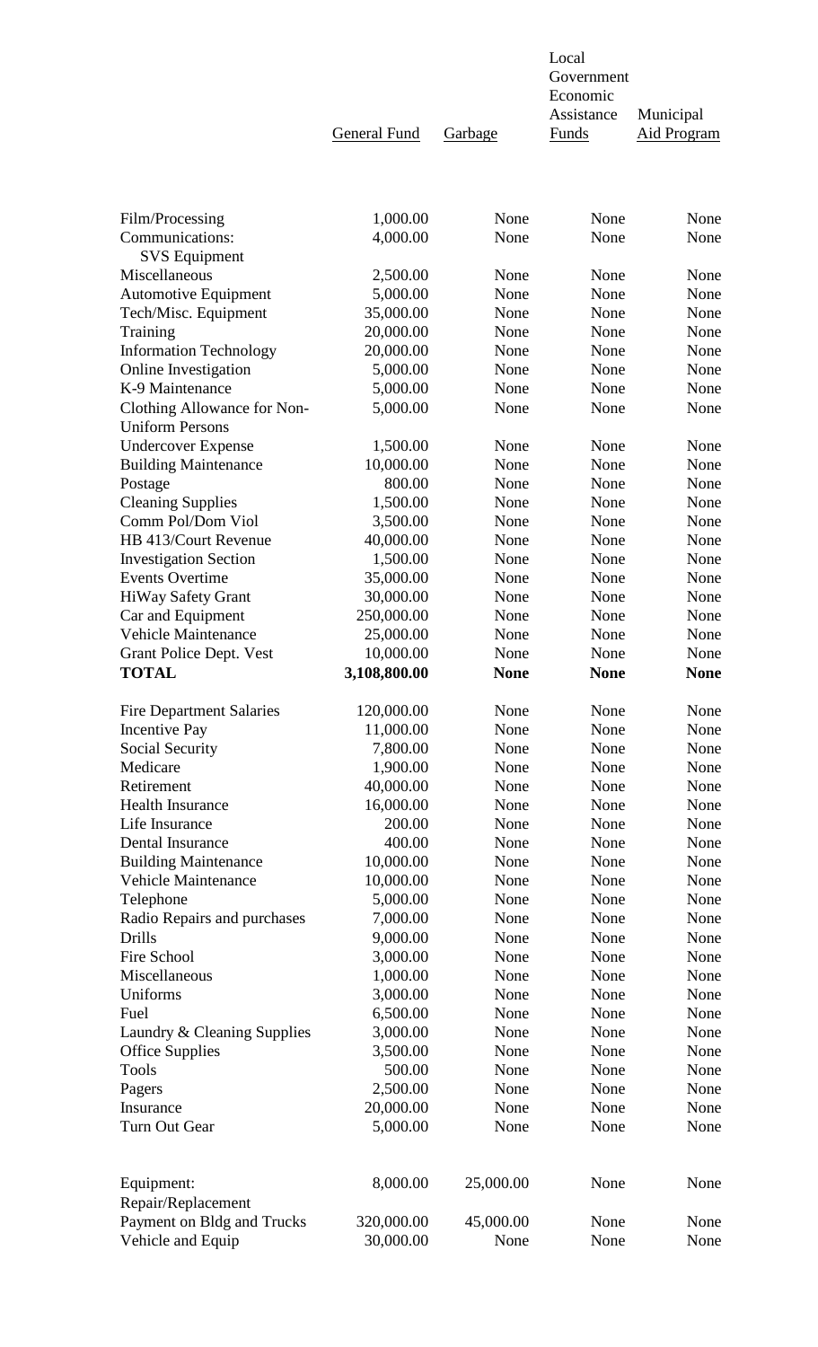| | General Fund | Garbage | Local Government Economic Assistance Funds | Municipal Aid Program |
|---|---|---|---|---|
| Film/Processing | 1,000.00 | None | None | None |
| Communications: SVS Equipment | 4,000.00 | None | None | None |
| Miscellaneous | 2,500.00 | None | None | None |
| Automotive Equipment | 5,000.00 | None | None | None |
| Tech/Misc. Equipment | 35,000.00 | None | None | None |
| Training | 20,000.00 | None | None | None |
| Information Technology | 20,000.00 | None | None | None |
| Online Investigation | 5,000.00 | None | None | None |
| K-9 Maintenance | 5,000.00 | None | None | None |
| Clothing Allowance for Non-Uniform Persons | 5,000.00 | None | None | None |
| Undercover Expense | 1,500.00 | None | None | None |
| Building Maintenance | 10,000.00 | None | None | None |
| Postage | 800.00 | None | None | None |
| Cleaning Supplies | 1,500.00 | None | None | None |
| Comm Pol/Dom Viol | 3,500.00 | None | None | None |
| HB 413/Court Revenue | 40,000.00 | None | None | None |
| Investigation Section | 1,500.00 | None | None | None |
| Events Overtime | 35,000.00 | None | None | None |
| HiWay Safety Grant | 30,000.00 | None | None | None |
| Car and Equipment | 250,000.00 | None | None | None |
| Vehicle Maintenance | 25,000.00 | None | None | None |
| Grant Police Dept. Vest | 10,000.00 | None | None | None |
| **TOTAL** | **3,108,800.00** | **None** | **None** | **None** |
| | | | | |
| Fire Department Salaries | 120,000.00 | None | None | None |
| Incentive Pay | 11,000.00 | None | None | None |
| Social Security | 7,800.00 | None | None | None |
| Medicare | 1,900.00 | None | None | None |
| Retirement | 40,000.00 | None | None | None |
| Health Insurance | 16,000.00 | None | None | None |
| Life Insurance | 200.00 | None | None | None |
| Dental Insurance | 400.00 | None | None | None |
| Building Maintenance | 10,000.00 | None | None | None |
| Vehicle Maintenance | 10,000.00 | None | None | None |
| Telephone | 5,000.00 | None | None | None |
| Radio Repairs and purchases | 7,000.00 | None | None | None |
| Drills | 9,000.00 | None | None | None |
| Fire School | 3,000.00 | None | None | None |
| Miscellaneous | 1,000.00 | None | None | None |
| Uniforms | 3,000.00 | None | None | None |
| Fuel | 6,500.00 | None | None | None |
| Laundry & Cleaning Supplies | 3,000.00 | None | None | None |
| Office Supplies | 3,500.00 | None | None | None |
| Tools | 500.00 | None | None | None |
| Pagers | 2,500.00 | None | None | None |
| Insurance | 20,000.00 | None | None | None |
| Turn Out Gear | 5,000.00 | None | None | None |
| | | | | |
| Equipment: Repair/Replacement | 8,000.00 | 25,000.00 | None | None |
| Payment on Bldg and Trucks | 320,000.00 | 45,000.00 | None | None |
| Vehicle and Equip | 30,000.00 | None | None | None |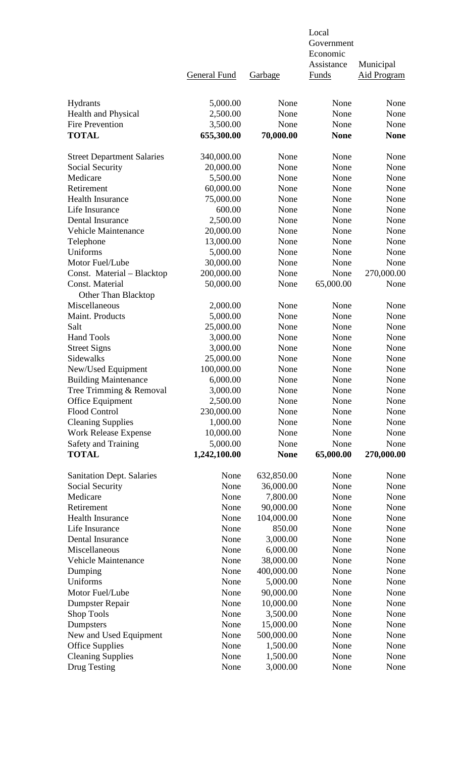| | General Fund | Garbage | Local Government Economic Assistance Funds | Municipal Aid Program |
|---|---|---|---|---|
| Hydrants | 5,000.00 | None | None | None |
| Health and Physical | 2,500.00 | None | None | None |
| Fire Prevention | 3,500.00 | None | None | None |
| **TOTAL** | **655,300.00** | **70,000.00** | **None** | **None** |
| | | | | |
| Street Department Salaries | 340,000.00 | None | None | None |
| Social Security | 20,000.00 | None | None | None |
| Medicare | 5,500.00 | None | None | None |
| Retirement | 60,000.00 | None | None | None |
| Health Insurance | 75,000.00 | None | None | None |
| Life Insurance | 600.00 | None | None | None |
| Dental Insurance | 2,500.00 | None | None | None |
| Vehicle Maintenance | 20,000.00 | None | None | None |
| Telephone | 13,000.00 | None | None | None |
| Uniforms | 5,000.00 | None | None | None |
| Motor Fuel/Lube | 30,000.00 | None | None | None |
| Const. Material – Blacktop | 200,000.00 | None | None | 270,000.00 |
| Const. Material Other Than Blacktop | 50,000.00 | None | 65,000.00 | None |
| Miscellaneous | 2,000.00 | None | None | None |
| Maint. Products | 5,000.00 | None | None | None |
| Salt | 25,000.00 | None | None | None |
| Hand Tools | 3,000.00 | None | None | None |
| Street Signs | 3,000.00 | None | None | None |
| Sidewalks | 25,000.00 | None | None | None |
| New/Used Equipment | 100,000.00 | None | None | None |
| Building Maintenance | 6,000.00 | None | None | None |
| Tree Trimming & Removal | 3,000.00 | None | None | None |
| Office Equipment | 2,500.00 | None | None | None |
| Flood Control | 230,000.00 | None | None | None |
| Cleaning Supplies | 1,000.00 | None | None | None |
| Work Release Expense | 10,000.00 | None | None | None |
| Safety and Training | 5,000.00 | None | None | None |
| **TOTAL** | **1,242,100.00** | **None** | **65,000.00** | **270,000.00** |
| | | | | |
| Sanitation Dept. Salaries | None | 632,850.00 | None | None |
| Social Security | None | 36,000.00 | None | None |
| Medicare | None | 7,800.00 | None | None |
| Retirement | None | 90,000.00 | None | None |
| Health Insurance | None | 104,000.00 | None | None |
| Life Insurance | None | 850.00 | None | None |
| Dental Insurance | None | 3,000.00 | None | None |
| Miscellaneous | None | 6,000.00 | None | None |
| Vehicle Maintenance | None | 38,000.00 | None | None |
| Dumping | None | 400,000.00 | None | None |
| Uniforms | None | 5,000.00 | None | None |
| Motor Fuel/Lube | None | 90,000.00 | None | None |
| Dumpster Repair | None | 10,000.00 | None | None |
| Shop Tools | None | 3,500.00 | None | None |
| Dumpsters | None | 15,000.00 | None | None |
| New and Used Equipment | None | 500,000.00 | None | None |
| Office Supplies | None | 1,500.00 | None | None |
| Cleaning Supplies | None | 1,500.00 | None | None |
| Drug Testing | None | 3,000.00 | None | None |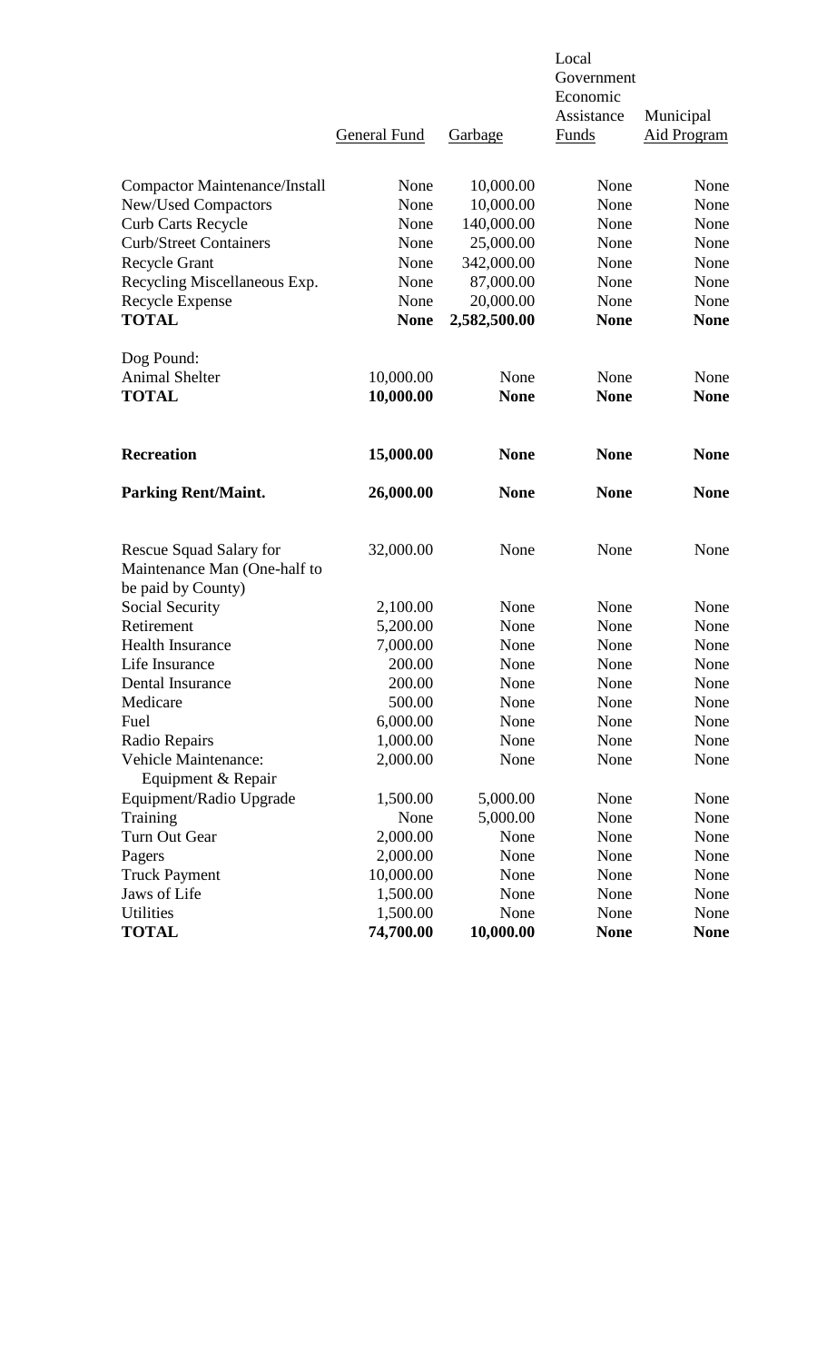| | General Fund | Garbage | Local Government Economic Assistance Funds | Municipal Aid Program |
|---|---|---|---|---|
| Compactor Maintenance/Install | None | 10,000.00 | None | None |
| New/Used Compactors | None | 10,000.00 | None | None |
| Curb Carts Recycle | None | 140,000.00 | None | None |
| Curb/Street Containers | None | 25,000.00 | None | None |
| Recycle Grant | None | 342,000.00 | None | None |
| Recycling Miscellaneous Exp. | None | 87,000.00 | None | None |
| Recycle Expense | None | 20,000.00 | None | None |
| **TOTAL** | **None** | **2,582,500.00** | **None** | **None** |
| Dog Pound: | | | | |
| Animal Shelter | 10,000.00 | None | None | None |
| **TOTAL** | **10,000.00** | **None** | **None** | **None** |
| **Recreation** | **15,000.00** | **None** | **None** | **None** |
| **Parking Rent/Maint.** | **26,000.00** | **None** | **None** | **None** |
| Rescue Squad Salary for Maintenance Man (One-half to be paid by County) | 32,000.00 | None | None | None |
| Social Security | 2,100.00 | None | None | None |
| Retirement | 5,200.00 | None | None | None |
| Health Insurance | 7,000.00 | None | None | None |
| Life Insurance | 200.00 | None | None | None |
| Dental Insurance | 200.00 | None | None | None |
| Medicare | 500.00 | None | None | None |
| Fuel | 6,000.00 | None | None | None |
| Radio Repairs | 1,000.00 | None | None | None |
| Vehicle Maintenance: Equipment & Repair | 2,000.00 | None | None | None |
| Equipment/Radio Upgrade | 1,500.00 | 5,000.00 | None | None |
| Training | None | 5,000.00 | None | None |
| Turn Out Gear | 2,000.00 | None | None | None |
| Pagers | 2,000.00 | None | None | None |
| Truck Payment | 10,000.00 | None | None | None |
| Jaws of Life | 1,500.00 | None | None | None |
| Utilities | 1,500.00 | None | None | None |
| **TOTAL** | **74,700.00** | **10,000.00** | **None** | **None** |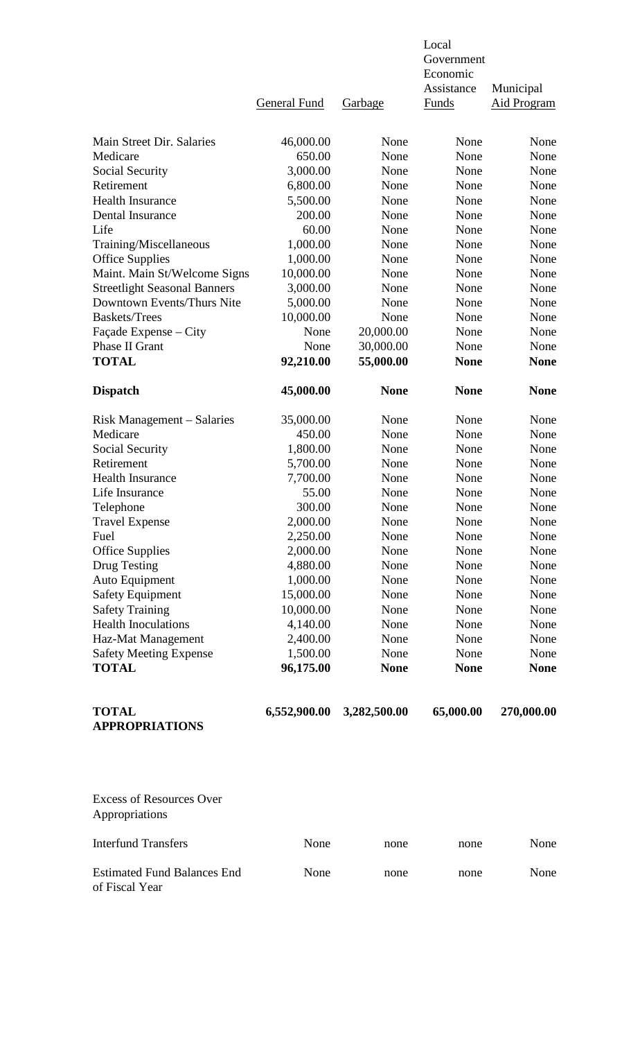| | General Fund | Garbage | Local Government Economic Assistance Funds | Municipal Aid Program |
|---|---|---|---|---|
| Main Street Dir. Salaries | 46,000.00 | None | None | None |
| Medicare | 650.00 | None | None | None |
| Social Security | 3,000.00 | None | None | None |
| Retirement | 6,800.00 | None | None | None |
| Health Insurance | 5,500.00 | None | None | None |
| Dental Insurance | 200.00 | None | None | None |
| Life | 60.00 | None | None | None |
| Training/Miscellaneous | 1,000.00 | None | None | None |
| Office Supplies | 1,000.00 | None | None | None |
| Maint. Main St/Welcome Signs | 10,000.00 | None | None | None |
| Streetlight Seasonal Banners | 3,000.00 | None | None | None |
| Downtown Events/Thurs Nite | 5,000.00 | None | None | None |
| Baskets/Trees | 10,000.00 | None | None | None |
| Façade Expense – City | None | 20,000.00 | None | None |
| Phase II Grant | None | 30,000.00 | None | None |
| **TOTAL** | **92,210.00** | **55,000.00** | **None** | **None** |
| **Dispatch** | **45,000.00** | **None** | **None** | **None** |
| Risk Management – Salaries | 35,000.00 | None | None | None |
| Medicare | 450.00 | None | None | None |
| Social Security | 1,800.00 | None | None | None |
| Retirement | 5,700.00 | None | None | None |
| Health Insurance | 7,700.00 | None | None | None |
| Life Insurance | 55.00 | None | None | None |
| Telephone | 300.00 | None | None | None |
| Travel Expense | 2,000.00 | None | None | None |
| Fuel | 2,250.00 | None | None | None |
| Office Supplies | 2,000.00 | None | None | None |
| Drug Testing | 4,880.00 | None | None | None |
| Auto Equipment | 1,000.00 | None | None | None |
| Safety Equipment | 15,000.00 | None | None | None |
| Safety Training | 10,000.00 | None | None | None |
| Health Inoculations | 4,140.00 | None | None | None |
| Haz-Mat Management | 2,400.00 | None | None | None |
| Safety Meeting Expense | 1,500.00 | None | None | None |
| **TOTAL** | **96,175.00** | **None** | **None** | **None** |
| **TOTAL APPROPRIATIONS** | **6,552,900.00** | **3,282,500.00** | **65,000.00** | **270,000.00** |
| Excess of Resources Over Appropriations | | | | |
| Interfund Transfers | None | none | none | None |
| Estimated Fund Balances End of Fiscal Year | None | none | none | None |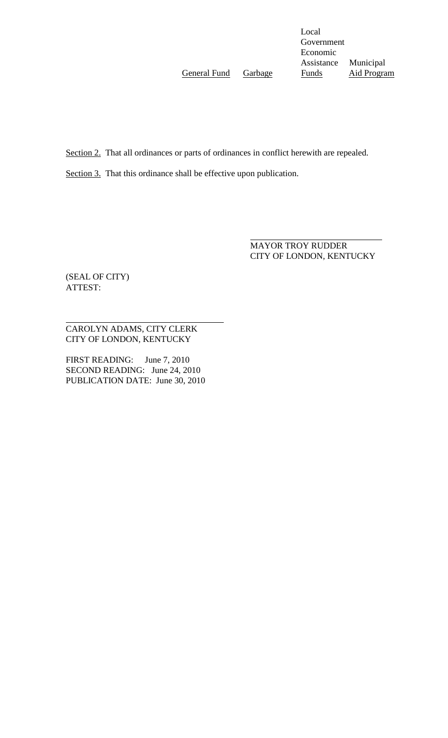| General Fund | Garbage | Local Government Economic Assistance Funds | Municipal Aid Program |
|---|---|---|---|

Section 2. That all ordinances or parts of ordinances in conflict herewith are repealed.

Section 3. That this ordinance shall be effective upon publication.

MAYOR TROY RUDDER
CITY OF LONDON, KENTUCKY

(SEAL OF CITY)
ATTEST:

CAROLYN ADAMS, CITY CLERK
CITY OF LONDON, KENTUCKY

FIRST READING: June 7, 2010
SECOND READING: June 24, 2010
PUBLICATION DATE: June 30, 2010